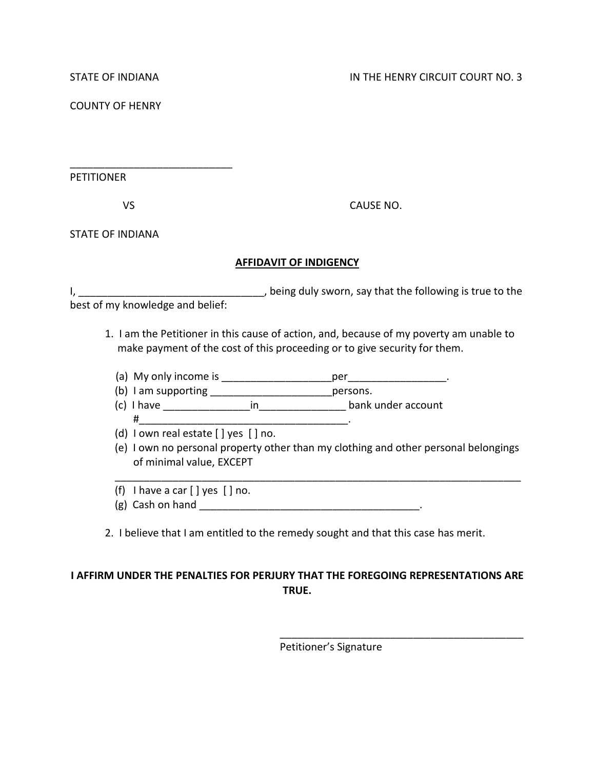STATE OF INDIANA IN THE HENRY CIRCUIT COURT NO. 3

COUNTY OF HENRY

____________________________
PETITIONER

VS CAUSE NO.

STATE OF INDIANA

**AFFIDAVIT OF INDIGENCY**

I, _______________________________, being duly sworn, say that the following is true to the best of my knowledge and belief:

1. I am the Petitioner in this cause of action, and, because of my poverty am unable to make payment of the cost of this proceeding or to give security for them.

   (a) My only income is __________________per________________.
   (b) I am supporting _____________________persons.
   (c) I have _______________in_______________ bank under account #_____________________________________.
   (d) I own real estate [ ] yes [ ] no.
   (e) I own no personal property other than my clothing and other personal belongings of minimal value, EXCEPT
   ___________________________________________________________________________
   (f) I have a car [ ] yes [ ] no.
   (g) Cash on hand ______________________________________.

2. I believe that I am entitled to the remedy sought and that this case has merit.

**I AFFIRM UNDER THE PENALTIES FOR PERJURY THAT THE FOREGOING REPRESENTATIONS ARE TRUE.**

____________________________________________
Petitioner's Signature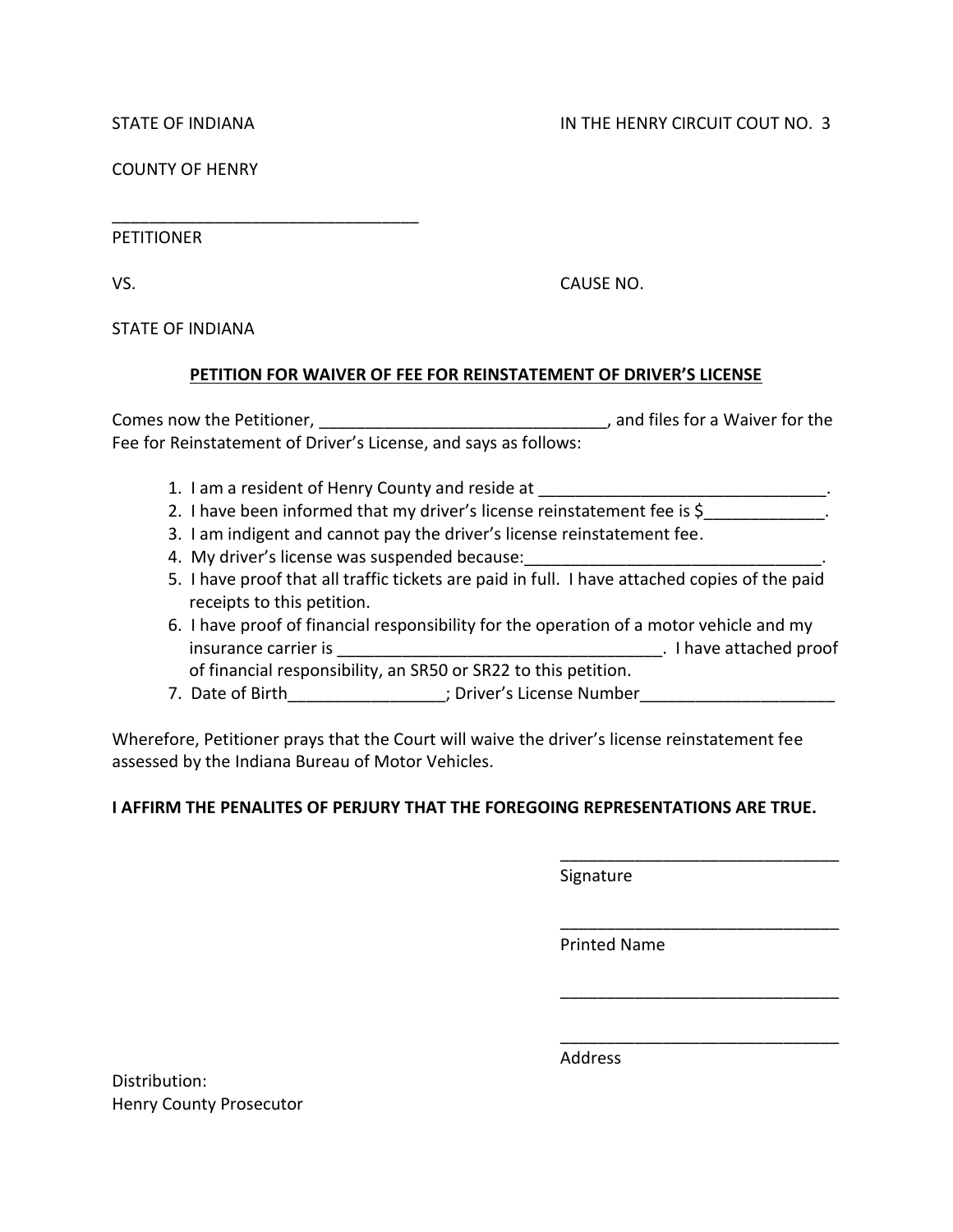STATE OF INDIANA IN THE HENRY CIRCUIT COUT NO. 3

COUNTY OF HENRY

__________________________________
PETITIONER

VS. CAUSE NO.

STATE OF INDIANA

**PETITION FOR WAIVER OF FEE FOR REINSTATEMENT OF DRIVER'S LICENSE**

Comes now the Petitioner, _______________________________, and files for a Waiver for the Fee for Reinstatement of Driver's License, and says as follows:

1. I am a resident of Henry County and reside at _______________________________.
2. I have been informed that my driver's license reinstatement fee is $_____________.
3. I am indigent and cannot pay the driver's license reinstatement fee.
4. My driver's license was suspended because:________________________________.
5. I have proof that all traffic tickets are paid in full. I have attached copies of the paid receipts to this petition.
6. I have proof of financial responsibility for the operation of a motor vehicle and my insurance carrier is ___________________________________. I have attached proof of financial responsibility, an SR50 or SR22 to this petition.
7. Date of Birth_________________; Driver's License Number_____________________

Wherefore, Petitioner prays that the Court will waive the driver's license reinstatement fee assessed by the Indiana Bureau of Motor Vehicles.

**I AFFIRM THE PENALITES OF PERJURY THAT THE FOREGOING REPRESENTATIONS ARE TRUE.**

______________________________
Signature

______________________________
Printed Name

______________________________

______________________________
Address

Distribution:
Henry County Prosecutor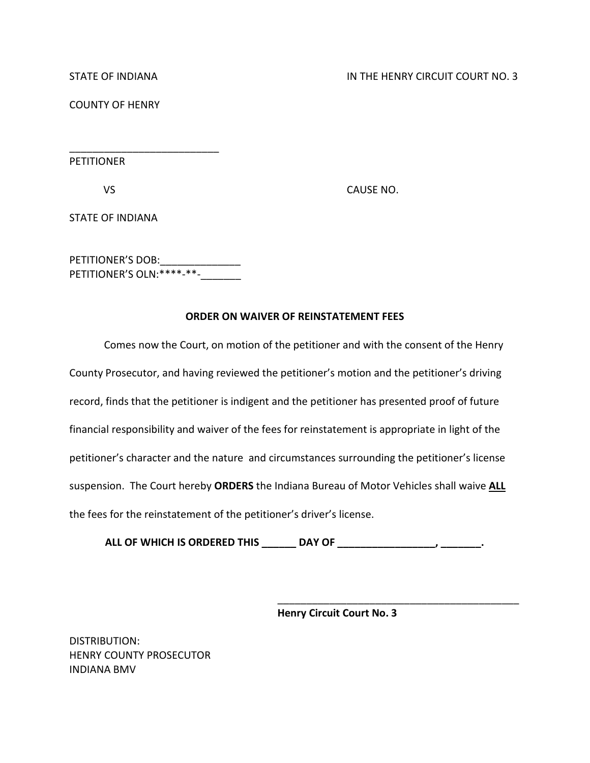STATE OF INDIANA

IN THE HENRY CIRCUIT COURT NO. 3

COUNTY OF HENRY

___________________________

PETITIONER

VS

CAUSE NO.

STATE OF INDIANA

PETITIONER'S DOB:______________

PETITIONER'S OLN:****-**-_______

**ORDER ON WAIVER OF REINSTATEMENT FEES**

Comes now the Court, on motion of the petitioner and with the consent of the Henry County Prosecutor, and having reviewed the petitioner's motion and the petitioner's driving record, finds that the petitioner is indigent and the petitioner has presented proof of future financial responsibility and waiver of the fees for reinstatement is appropriate in light of the petitioner's character and the nature and circumstances surrounding the petitioner's license suspension. The Court hereby **ORDERS** the Indiana Bureau of Motor Vehicles shall waive **ALL** the fees for the reinstatement of the petitioner's driver's license.

**ALL OF WHICH IS ORDERED THIS ______ DAY OF _________________, _______.**

_____________________________________________

**Henry Circuit Court No. 3**

DISTRIBUTION:
HENRY COUNTY PROSECUTOR
INDIANA BMV